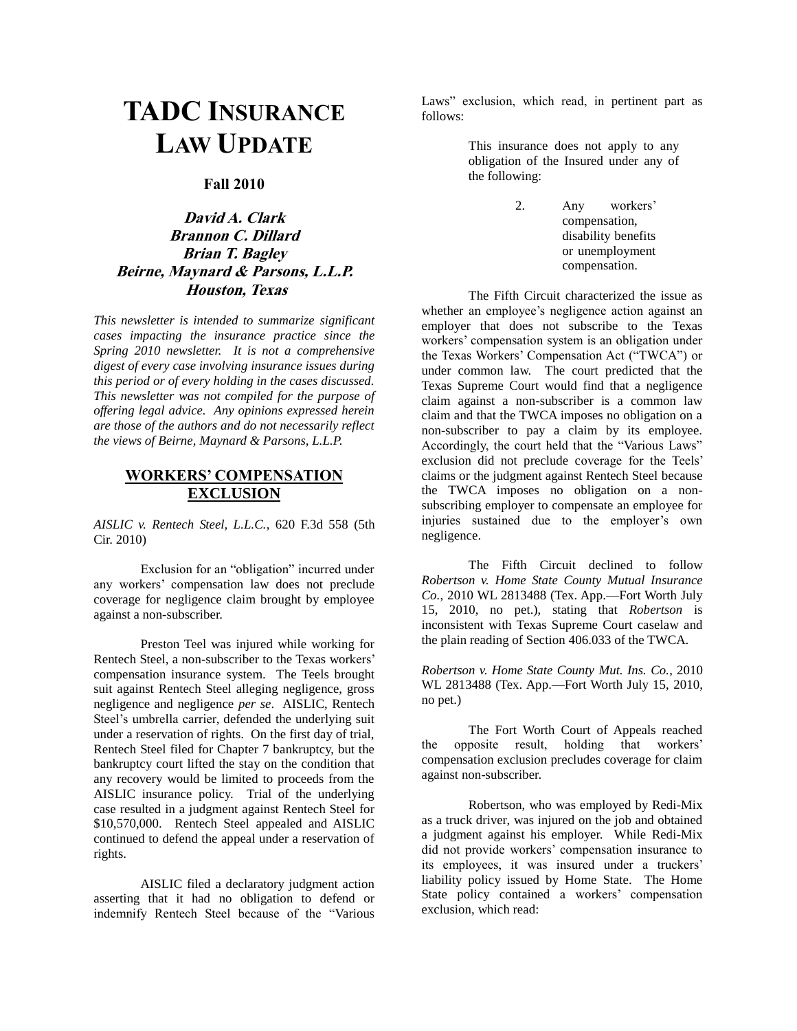# TADC INSURANCE LAW UPDATE

**Fall 2010**

***David A. Clark***
***Brannon C. Dillard***
***Brian T. Bagley***
***Beirne, Maynard & Parsons, L.L.P.***
***Houston, Texas***

*This newsletter is intended to summarize significant cases impacting the insurance practice since the Spring 2010 newsletter. It is not a comprehensive digest of every case involving insurance issues during this period or of every holding in the cases discussed. This newsletter was not compiled for the purpose of offering legal advice. Any opinions expressed herein are those of the authors and do not necessarily reflect the views of Beirne, Maynard & Parsons, L.L.P.*

## WORKERS' COMPENSATION EXCLUSION

*AISLIC v. Rentech Steel, L.L.C.*, 620 F.3d 558 (5th Cir. 2010)

Exclusion for an "obligation" incurred under any workers' compensation law does not preclude coverage for negligence claim brought by employee against a non-subscriber.

Preston Teel was injured while working for Rentech Steel, a non-subscriber to the Texas workers' compensation insurance system. The Teels brought suit against Rentech Steel alleging negligence, gross negligence and negligence *per se*. AISLIC, Rentech Steel's umbrella carrier, defended the underlying suit under a reservation of rights. On the first day of trial, Rentech Steel filed for Chapter 7 bankruptcy, but the bankruptcy court lifted the stay on the condition that any recovery would be limited to proceeds from the AISLIC insurance policy. Trial of the underlying case resulted in a judgment against Rentech Steel for $10,570,000. Rentech Steel appealed and AISLIC continued to defend the appeal under a reservation of rights.

AISLIC filed a declaratory judgment action asserting that it had no obligation to defend or indemnify Rentech Steel because of the "Various Laws" exclusion, which read, in pertinent part as follows:

> This insurance does not apply to any obligation of the Insured under any of the following:
>
> 2. Any workers' compensation, disability benefits or unemployment compensation.

The Fifth Circuit characterized the issue as whether an employee's negligence action against an employer that does not subscribe to the Texas workers' compensation system is an obligation under the Texas Workers' Compensation Act ("TWCA") or under common law. The court predicted that the Texas Supreme Court would find that a negligence claim against a non-subscriber is a common law claim and that the TWCA imposes no obligation on a non-subscriber to pay a claim by its employee. Accordingly, the court held that the "Various Laws" exclusion did not preclude coverage for the Teels' claims or the judgment against Rentech Steel because the TWCA imposes no obligation on a non-subscribing employer to compensate an employee for injuries sustained due to the employer's own negligence.

The Fifth Circuit declined to follow *Robertson v. Home State County Mutual Insurance Co.*, 2010 WL 2813488 (Tex. App.—Fort Worth July 15, 2010, no pet.), stating that *Robertson* is inconsistent with Texas Supreme Court caselaw and the plain reading of Section 406.033 of the TWCA.

*Robertson v. Home State County Mut. Ins. Co.*, 2010 WL 2813488 (Tex. App.—Fort Worth July 15, 2010, no pet.)

The Fort Worth Court of Appeals reached the opposite result, holding that workers' compensation exclusion precludes coverage for claim against non-subscriber.

Robertson, who was employed by Redi-Mix as a truck driver, was injured on the job and obtained a judgment against his employer. While Redi-Mix did not provide workers' compensation insurance to its employees, it was insured under a truckers' liability policy issued by Home State. The Home State policy contained a workers' compensation exclusion, which read: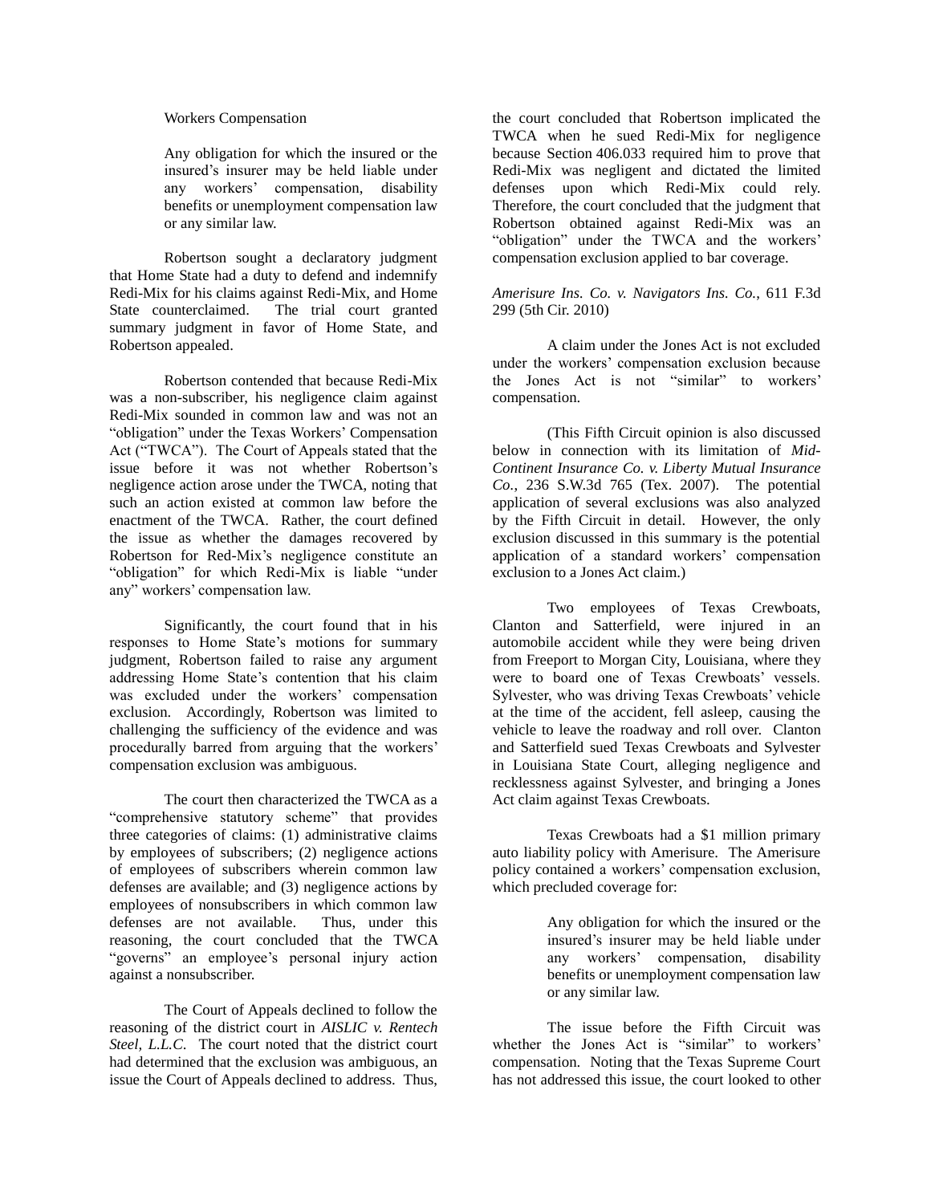Workers Compensation

> Any obligation for which the insured or the insured's insurer may be held liable under any workers' compensation, disability benefits or unemployment compensation law or any similar law.

Robertson sought a declaratory judgment that Home State had a duty to defend and indemnify Redi-Mix for his claims against Redi-Mix, and Home State counterclaimed. The trial court granted summary judgment in favor of Home State, and Robertson appealed.

Robertson contended that because Redi-Mix was a non-subscriber, his negligence claim against Redi-Mix sounded in common law and was not an "obligation" under the Texas Workers' Compensation Act ("TWCA"). The Court of Appeals stated that the issue before it was not whether Robertson's negligence action arose under the TWCA, noting that such an action existed at common law before the enactment of the TWCA. Rather, the court defined the issue as whether the damages recovered by Robertson for Red-Mix's negligence constitute an "obligation" for which Redi-Mix is liable "under any" workers' compensation law.

Significantly, the court found that in his responses to Home State's motions for summary judgment, Robertson failed to raise any argument addressing Home State's contention that his claim was excluded under the workers' compensation exclusion. Accordingly, Robertson was limited to challenging the sufficiency of the evidence and was procedurally barred from arguing that the workers' compensation exclusion was ambiguous.

The court then characterized the TWCA as a "comprehensive statutory scheme" that provides three categories of claims: (1) administrative claims by employees of subscribers; (2) negligence actions of employees of subscribers wherein common law defenses are available; and (3) negligence actions by employees of nonsubscribers in which common law defenses are not available. Thus, under this reasoning, the court concluded that the TWCA "governs" an employee's personal injury action against a nonsubscriber.

The Court of Appeals declined to follow the reasoning of the district court in *AISLIC v. Rentech Steel, L.L.C.* The court noted that the district court had determined that the exclusion was ambiguous, an issue the Court of Appeals declined to address. Thus, the court concluded that Robertson implicated the TWCA when he sued Redi-Mix for negligence because Section 406.033 required him to prove that Redi-Mix was negligent and dictated the limited defenses upon which Redi-Mix could rely. Therefore, the court concluded that the judgment that Robertson obtained against Redi-Mix was an "obligation" under the TWCA and the workers' compensation exclusion applied to bar coverage.

*Amerisure Ins. Co. v. Navigators Ins. Co.*, 611 F.3d 299 (5th Cir. 2010)

A claim under the Jones Act is not excluded under the workers' compensation exclusion because the Jones Act is not "similar" to workers' compensation.

(This Fifth Circuit opinion is also discussed below in connection with its limitation of *Mid-Continent Insurance Co. v. Liberty Mutual Insurance Co.*, 236 S.W.3d 765 (Tex. 2007). The potential application of several exclusions was also analyzed by the Fifth Circuit in detail. However, the only exclusion discussed in this summary is the potential application of a standard workers' compensation exclusion to a Jones Act claim.)

Two employees of Texas Crewboats, Clanton and Satterfield, were injured in an automobile accident while they were being driven from Freeport to Morgan City, Louisiana, where they were to board one of Texas Crewboats' vessels. Sylvester, who was driving Texas Crewboats' vehicle at the time of the accident, fell asleep, causing the vehicle to leave the roadway and roll over. Clanton and Satterfield sued Texas Crewboats and Sylvester in Louisiana State Court, alleging negligence and recklessness against Sylvester, and bringing a Jones Act claim against Texas Crewboats.

Texas Crewboats had a $1 million primary auto liability policy with Amerisure. The Amerisure policy contained a workers' compensation exclusion, which precluded coverage for:

> Any obligation for which the insured or the insured's insurer may be held liable under any workers' compensation, disability benefits or unemployment compensation law or any similar law.

The issue before the Fifth Circuit was whether the Jones Act is "similar" to workers' compensation. Noting that the Texas Supreme Court has not addressed this issue, the court looked to other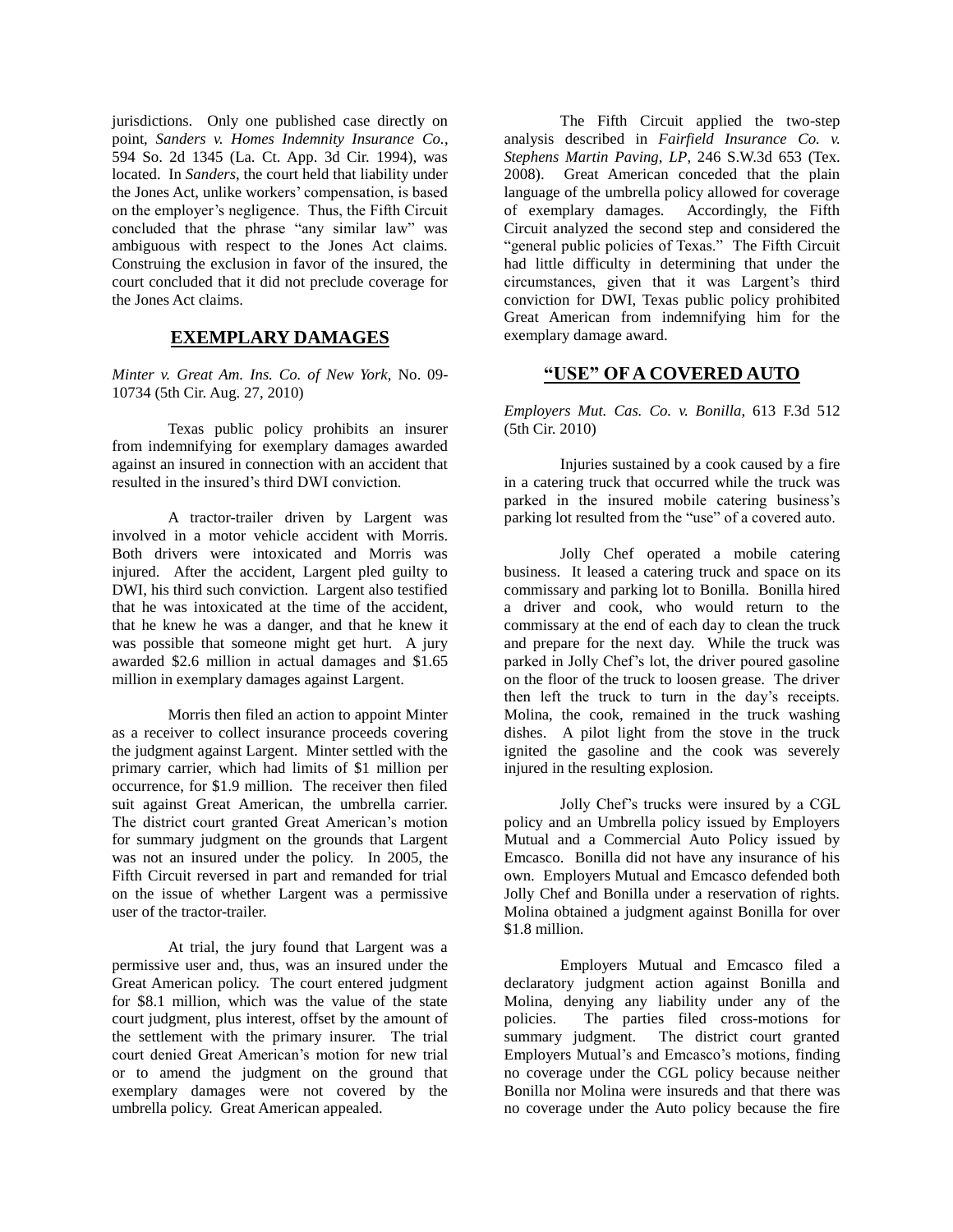jurisdictions. Only one published case directly on point, *Sanders v. Homes Indemnity Insurance Co.*, 594 So. 2d 1345 (La. Ct. App. 3d Cir. 1994), was located. In *Sanders*, the court held that liability under the Jones Act, unlike workers' compensation, is based on the employer's negligence. Thus, the Fifth Circuit concluded that the phrase "any similar law" was ambiguous with respect to the Jones Act claims. Construing the exclusion in favor of the insured, the court concluded that it did not preclude coverage for the Jones Act claims.

## EXEMPLARY DAMAGES

*Minter v. Great Am. Ins. Co. of New York*, No. 09-10734 (5th Cir. Aug. 27, 2010)

Texas public policy prohibits an insurer from indemnifying for exemplary damages awarded against an insured in connection with an accident that resulted in the insured's third DWI conviction.

A tractor-trailer driven by Largent was involved in a motor vehicle accident with Morris. Both drivers were intoxicated and Morris was injured. After the accident, Largent pled guilty to DWI, his third such conviction. Largent also testified that he was intoxicated at the time of the accident, that he knew he was a danger, and that he knew it was possible that someone might get hurt. A jury awarded $2.6 million in actual damages and $1.65 million in exemplary damages against Largent.

Morris then filed an action to appoint Minter as a receiver to collect insurance proceeds covering the judgment against Largent. Minter settled with the primary carrier, which had limits of $1 million per occurrence, for $1.9 million. The receiver then filed suit against Great American, the umbrella carrier. The district court granted Great American's motion for summary judgment on the grounds that Largent was not an insured under the policy. In 2005, the Fifth Circuit reversed in part and remanded for trial on the issue of whether Largent was a permissive user of the tractor-trailer.

At trial, the jury found that Largent was a permissive user and, thus, was an insured under the Great American policy. The court entered judgment for $8.1 million, which was the value of the state court judgment, plus interest, offset by the amount of the settlement with the primary insurer. The trial court denied Great American's motion for new trial or to amend the judgment on the ground that exemplary damages were not covered by the umbrella policy. Great American appealed.

The Fifth Circuit applied the two-step analysis described in *Fairfield Insurance Co. v. Stephens Martin Paving, LP*, 246 S.W.3d 653 (Tex. 2008). Great American conceded that the plain language of the umbrella policy allowed for coverage of exemplary damages. Accordingly, the Fifth Circuit analyzed the second step and considered the "general public policies of Texas." The Fifth Circuit had little difficulty in determining that under the circumstances, given that it was Largent's third conviction for DWI, Texas public policy prohibited Great American from indemnifying him for the exemplary damage award.

## "USE" OF A COVERED AUTO

*Employers Mut. Cas. Co. v. Bonilla*, 613 F.3d 512 (5th Cir. 2010)

Injuries sustained by a cook caused by a fire in a catering truck that occurred while the truck was parked in the insured mobile catering business's parking lot resulted from the "use" of a covered auto.

Jolly Chef operated a mobile catering business. It leased a catering truck and space on its commissary and parking lot to Bonilla. Bonilla hired a driver and cook, who would return to the commissary at the end of each day to clean the truck and prepare for the next day. While the truck was parked in Jolly Chef's lot, the driver poured gasoline on the floor of the truck to loosen grease. The driver then left the truck to turn in the day's receipts. Molina, the cook, remained in the truck washing dishes. A pilot light from the stove in the truck ignited the gasoline and the cook was severely injured in the resulting explosion.

Jolly Chef's trucks were insured by a CGL policy and an Umbrella policy issued by Employers Mutual and a Commercial Auto Policy issued by Emcasco. Bonilla did not have any insurance of his own. Employers Mutual and Emcasco defended both Jolly Chef and Bonilla under a reservation of rights. Molina obtained a judgment against Bonilla for over $1.8 million.

Employers Mutual and Emcasco filed a declaratory judgment action against Bonilla and Molina, denying any liability under any of the policies. The parties filed cross-motions for summary judgment. The district court granted Employers Mutual's and Emcasco's motions, finding no coverage under the CGL policy because neither Bonilla nor Molina were insureds and that there was no coverage under the Auto policy because the fire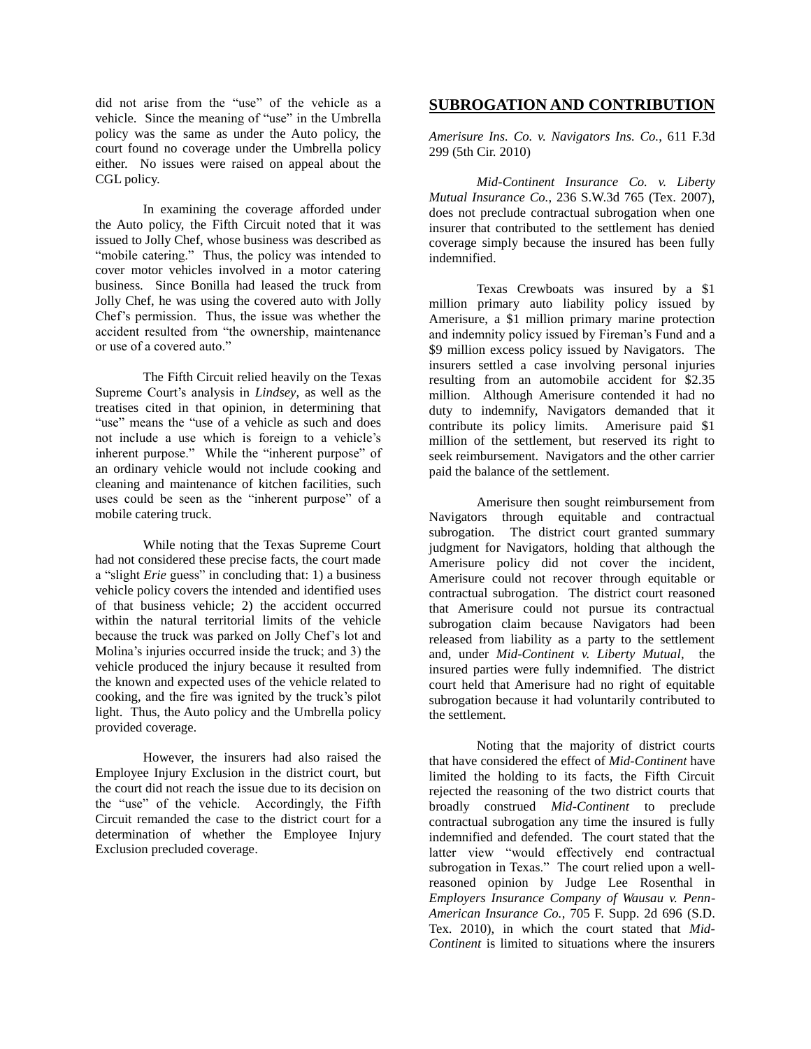did not arise from the "use" of the vehicle as a vehicle. Since the meaning of "use" in the Umbrella policy was the same as under the Auto policy, the court found no coverage under the Umbrella policy either. No issues were raised on appeal about the CGL policy.

In examining the coverage afforded under the Auto policy, the Fifth Circuit noted that it was issued to Jolly Chef, whose business was described as "mobile catering." Thus, the policy was intended to cover motor vehicles involved in a motor catering business. Since Bonilla had leased the truck from Jolly Chef, he was using the covered auto with Jolly Chef's permission. Thus, the issue was whether the accident resulted from "the ownership, maintenance or use of a covered auto."

The Fifth Circuit relied heavily on the Texas Supreme Court's analysis in *Lindsey*, as well as the treatises cited in that opinion, in determining that "use" means the "use of a vehicle as such and does not include a use which is foreign to a vehicle's inherent purpose." While the "inherent purpose" of an ordinary vehicle would not include cooking and cleaning and maintenance of kitchen facilities, such uses could be seen as the "inherent purpose" of a mobile catering truck.

While noting that the Texas Supreme Court had not considered these precise facts, the court made a "slight *Erie* guess" in concluding that: 1) a business vehicle policy covers the intended and identified uses of that business vehicle; 2) the accident occurred within the natural territorial limits of the vehicle because the truck was parked on Jolly Chef's lot and Molina's injuries occurred inside the truck; and 3) the vehicle produced the injury because it resulted from the known and expected uses of the vehicle related to cooking, and the fire was ignited by the truck's pilot light. Thus, the Auto policy and the Umbrella policy provided coverage.

However, the insurers had also raised the Employee Injury Exclusion in the district court, but the court did not reach the issue due to its decision on the "use" of the vehicle. Accordingly, the Fifth Circuit remanded the case to the district court for a determination of whether the Employee Injury Exclusion precluded coverage.

## SUBROGATION AND CONTRIBUTION

*Amerisure Ins. Co. v. Navigators Ins. Co.*, 611 F.3d 299 (5th Cir. 2010)

*Mid-Continent Insurance Co. v. Liberty Mutual Insurance Co.*, 236 S.W.3d 765 (Tex. 2007), does not preclude contractual subrogation when one insurer that contributed to the settlement has denied coverage simply because the insured has been fully indemnified.

Texas Crewboats was insured by a $1 million primary auto liability policy issued by Amerisure, a $1 million primary marine protection and indemnity policy issued by Fireman's Fund and a $9 million excess policy issued by Navigators. The insurers settled a case involving personal injuries resulting from an automobile accident for $2.35 million. Although Amerisure contended it had no duty to indemnify, Navigators demanded that it contribute its policy limits. Amerisure paid $1 million of the settlement, but reserved its right to seek reimbursement. Navigators and the other carrier paid the balance of the settlement.

Amerisure then sought reimbursement from Navigators through equitable and contractual subrogation. The district court granted summary judgment for Navigators, holding that although the Amerisure policy did not cover the incident, Amerisure could not recover through equitable or contractual subrogation. The district court reasoned that Amerisure could not pursue its contractual subrogation claim because Navigators had been released from liability as a party to the settlement and, under *Mid-Continent v. Liberty Mutual*, the insured parties were fully indemnified. The district court held that Amerisure had no right of equitable subrogation because it had voluntarily contributed to the settlement.

Noting that the majority of district courts that have considered the effect of *Mid-Continent* have limited the holding to its facts, the Fifth Circuit rejected the reasoning of the two district courts that broadly construed *Mid-Continent* to preclude contractual subrogation any time the insured is fully indemnified and defended. The court stated that the latter view "would effectively end contractual subrogation in Texas." The court relied upon a well-reasoned opinion by Judge Lee Rosenthal in *Employers Insurance Company of Wausau v. Penn-American Insurance Co.*, 705 F. Supp. 2d 696 (S.D. Tex. 2010), in which the court stated that *Mid-Continent* is limited to situations where the insurers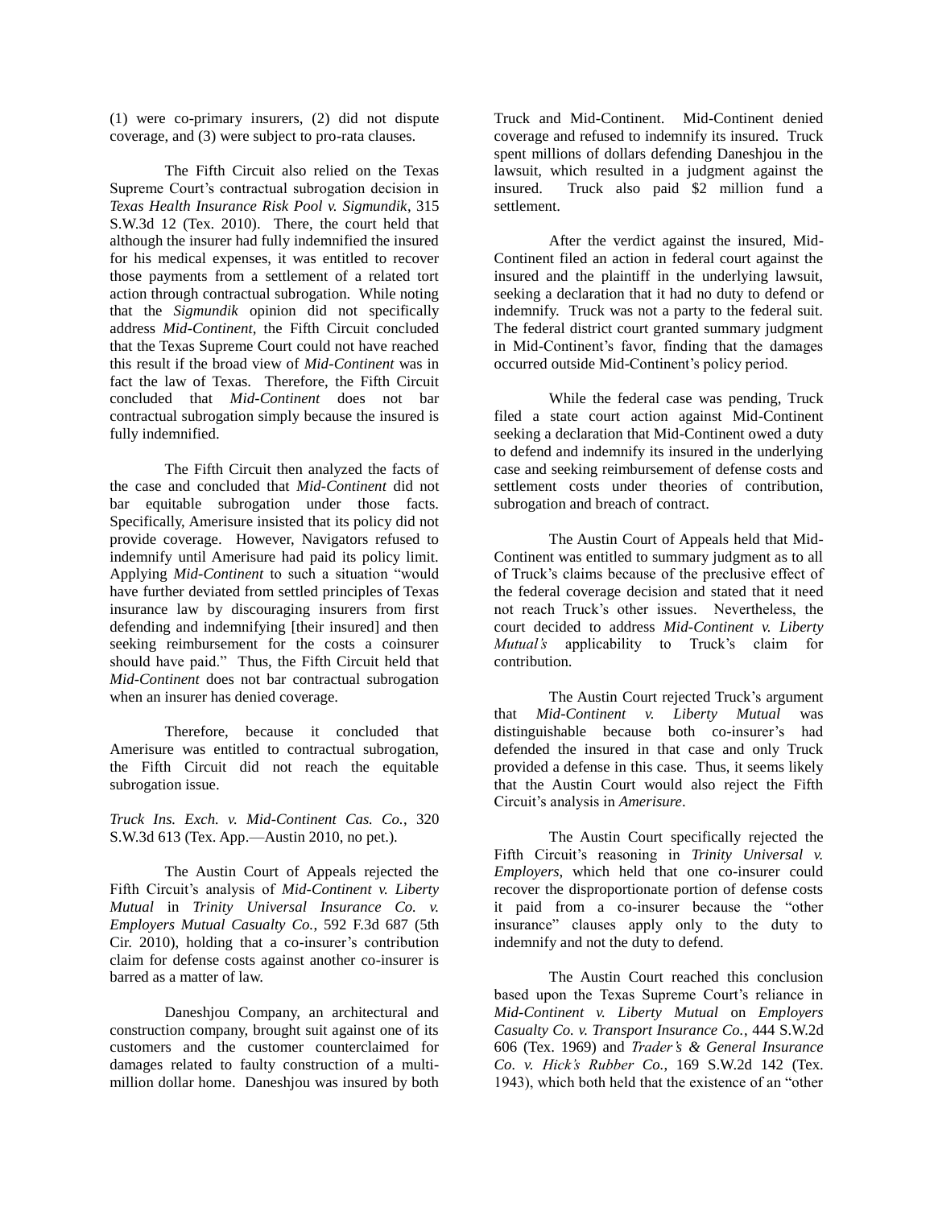(1) were co-primary insurers, (2) did not dispute coverage, and (3) were subject to pro-rata clauses.

The Fifth Circuit also relied on the Texas Supreme Court's contractual subrogation decision in *Texas Health Insurance Risk Pool v. Sigmundik*, 315 S.W.3d 12 (Tex. 2010). There, the court held that although the insurer had fully indemnified the insured for his medical expenses, it was entitled to recover those payments from a settlement of a related tort action through contractual subrogation. While noting that the *Sigmundik* opinion did not specifically address *Mid-Continent*, the Fifth Circuit concluded that the Texas Supreme Court could not have reached this result if the broad view of *Mid-Continent* was in fact the law of Texas. Therefore, the Fifth Circuit concluded that *Mid-Continent* does not bar contractual subrogation simply because the insured is fully indemnified.

The Fifth Circuit then analyzed the facts of the case and concluded that *Mid-Continent* did not bar equitable subrogation under those facts. Specifically, Amerisure insisted that its policy did not provide coverage. However, Navigators refused to indemnify until Amerisure had paid its policy limit. Applying *Mid-Continent* to such a situation "would have further deviated from settled principles of Texas insurance law by discouraging insurers from first defending and indemnifying [their insured] and then seeking reimbursement for the costs a coinsurer should have paid." Thus, the Fifth Circuit held that *Mid-Continent* does not bar contractual subrogation when an insurer has denied coverage.

Therefore, because it concluded that Amerisure was entitled to contractual subrogation, the Fifth Circuit did not reach the equitable subrogation issue.

*Truck Ins. Exch. v. Mid-Continent Cas. Co.*, 320 S.W.3d 613 (Tex. App.—Austin 2010, no pet.).

The Austin Court of Appeals rejected the Fifth Circuit's analysis of *Mid-Continent v. Liberty Mutual* in *Trinity Universal Insurance Co. v. Employers Mutual Casualty Co.*, 592 F.3d 687 (5th Cir. 2010), holding that a co-insurer's contribution claim for defense costs against another co-insurer is barred as a matter of law.

Daneshjou Company, an architectural and construction company, brought suit against one of its customers and the customer counterclaimed for damages related to faulty construction of a multi-million dollar home. Daneshjou was insured by both Truck and Mid-Continent. Mid-Continent denied coverage and refused to indemnify its insured. Truck spent millions of dollars defending Daneshjou in the lawsuit, which resulted in a judgment against the insured. Truck also paid $2 million fund a settlement.

After the verdict against the insured, Mid-Continent filed an action in federal court against the insured and the plaintiff in the underlying lawsuit, seeking a declaration that it had no duty to defend or indemnify. Truck was not a party to the federal suit. The federal district court granted summary judgment in Mid-Continent's favor, finding that the damages occurred outside Mid-Continent's policy period.

While the federal case was pending, Truck filed a state court action against Mid-Continent seeking a declaration that Mid-Continent owed a duty to defend and indemnify its insured in the underlying case and seeking reimbursement of defense costs and settlement costs under theories of contribution, subrogation and breach of contract.

The Austin Court of Appeals held that Mid-Continent was entitled to summary judgment as to all of Truck's claims because of the preclusive effect of the federal coverage decision and stated that it need not reach Truck's other issues. Nevertheless, the court decided to address *Mid-Continent v. Liberty Mutual's* applicability to Truck's claim for contribution.

The Austin Court rejected Truck's argument that *Mid-Continent v. Liberty Mutual* was distinguishable because both co-insurer's had defended the insured in that case and only Truck provided a defense in this case. Thus, it seems likely that the Austin Court would also reject the Fifth Circuit's analysis in *Amerisure*.

The Austin Court specifically rejected the Fifth Circuit's reasoning in *Trinity Universal v. Employers*, which held that one co-insurer could recover the disproportionate portion of defense costs it paid from a co-insurer because the "other insurance" clauses apply only to the duty to indemnify and not the duty to defend.

The Austin Court reached this conclusion based upon the Texas Supreme Court's reliance in *Mid-Continent v. Liberty Mutual* on *Employers Casualty Co. v. Transport Insurance Co.*, 444 S.W.2d 606 (Tex. 1969) and *Trader's & General Insurance Co. v. Hick's Rubber Co.*, 169 S.W.2d 142 (Tex. 1943), which both held that the existence of an "other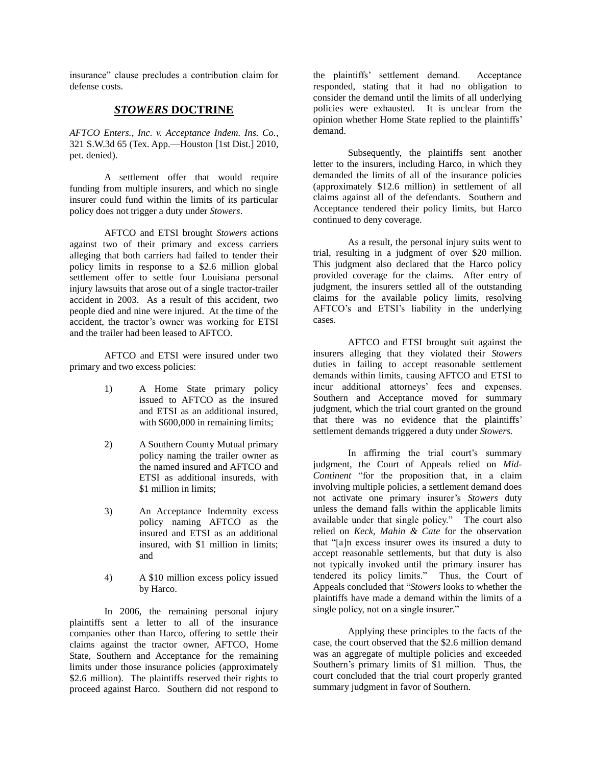insurance" clause precludes a contribution claim for defense costs.

## *STOWERS* DOCTRINE

*AFTCO Enters., Inc. v. Acceptance Indem. Ins. Co.*, 321 S.W.3d 65 (Tex. App.—Houston [1st Dist.] 2010, pet. denied).

A settlement offer that would require funding from multiple insurers, and which no single insurer could fund within the limits of its particular policy does not trigger a duty under *Stowers*.

AFTCO and ETSI brought *Stowers* actions against two of their primary and excess carriers alleging that both carriers had failed to tender their policy limits in response to a $2.6 million global settlement offer to settle four Louisiana personal injury lawsuits that arose out of a single tractor-trailer accident in 2003. As a result of this accident, two people died and nine were injured. At the time of the accident, the tractor's owner was working for ETSI and the trailer had been leased to AFTCO.

AFTCO and ETSI were insured under two primary and two excess policies:

1) A Home State primary policy issued to AFTCO as the insured and ETSI as an additional insured, with $600,000 in remaining limits;

2) A Southern County Mutual primary policy naming the trailer owner as the named insured and AFTCO and ETSI as additional insureds, with $1 million in limits;

3) An Acceptance Indemnity excess policy naming AFTCO as the insured and ETSI as an additional insured, with $1 million in limits; and

4) A $10 million excess policy issued by Harco.

In 2006, the remaining personal injury plaintiffs sent a letter to all of the insurance companies other than Harco, offering to settle their claims against the tractor owner, AFTCO, Home State, Southern and Acceptance for the remaining limits under those insurance policies (approximately $2.6 million). The plaintiffs reserved their rights to proceed against Harco. Southern did not respond to the plaintiffs' settlement demand. Acceptance responded, stating that it had no obligation to consider the demand until the limits of all underlying policies were exhausted. It is unclear from the opinion whether Home State replied to the plaintiffs' demand.

Subsequently, the plaintiffs sent another letter to the insurers, including Harco, in which they demanded the limits of all of the insurance policies (approximately $12.6 million) in settlement of all claims against all of the defendants. Southern and Acceptance tendered their policy limits, but Harco continued to deny coverage.

As a result, the personal injury suits went to trial, resulting in a judgment of over $20 million. This judgment also declared that the Harco policy provided coverage for the claims. After entry of judgment, the insurers settled all of the outstanding claims for the available policy limits, resolving AFTCO's and ETSI's liability in the underlying cases.

AFTCO and ETSI brought suit against the insurers alleging that they violated their *Stowers* duties in failing to accept reasonable settlement demands within limits, causing AFTCO and ETSI to incur additional attorneys' fees and expenses. Southern and Acceptance moved for summary judgment, which the trial court granted on the ground that there was no evidence that the plaintiffs' settlement demands triggered a duty under *Stowers.*

In affirming the trial court's summary judgment, the Court of Appeals relied on *Mid-Continent* "for the proposition that, in a claim involving multiple policies, a settlement demand does not activate one primary insurer's *Stowers* duty unless the demand falls within the applicable limits available under that single policy." The court also relied on *Keck, Mahin & Cate* for the observation that "[a]n excess insurer owes its insured a duty to accept reasonable settlements, but that duty is also not typically invoked until the primary insurer has tendered its policy limits." Thus, the Court of Appeals concluded that "*Stowers* looks to whether the plaintiffs have made a demand within the limits of a single policy, not on a single insurer."

Applying these principles to the facts of the case, the court observed that the $2.6 million demand was an aggregate of multiple policies and exceeded Southern's primary limits of $1 million. Thus, the court concluded that the trial court properly granted summary judgment in favor of Southern.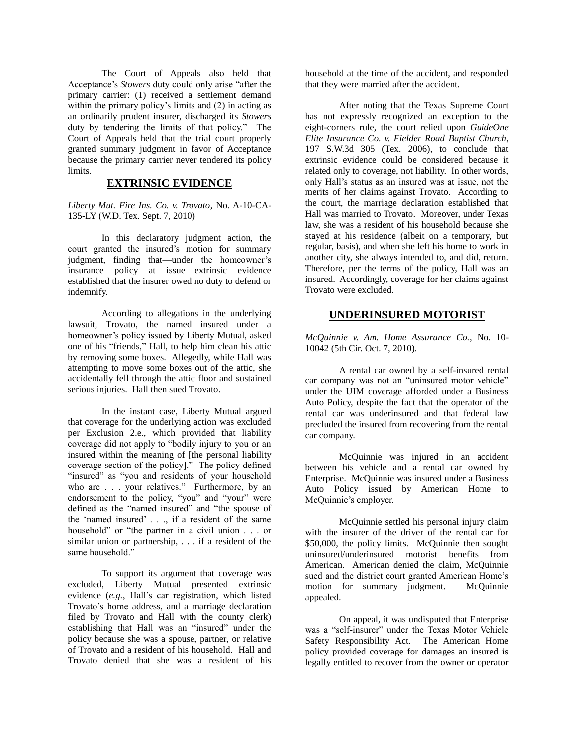The Court of Appeals also held that Acceptance's *Stowers* duty could only arise "after the primary carrier: (1) received a settlement demand within the primary policy's limits and (2) in acting as an ordinarily prudent insurer, discharged its *Stowers* duty by tendering the limits of that policy." The Court of Appeals held that the trial court properly granted summary judgment in favor of Acceptance because the primary carrier never tendered its policy limits.

## EXTRINSIC EVIDENCE

*Liberty Mut. Fire Ins. Co. v. Trovato*, No. A-10-CA-135-LY (W.D. Tex. Sept. 7, 2010)

In this declaratory judgment action, the court granted the insured's motion for summary judgment, finding that—under the homeowner's insurance policy at issue—extrinsic evidence established that the insurer owed no duty to defend or indemnify.

According to allegations in the underlying lawsuit, Trovato, the named insured under a homeowner's policy issued by Liberty Mutual, asked one of his "friends," Hall, to help him clean his attic by removing some boxes. Allegedly, while Hall was attempting to move some boxes out of the attic, she accidentally fell through the attic floor and sustained serious injuries. Hall then sued Trovato.

In the instant case, Liberty Mutual argued that coverage for the underlying action was excluded per Exclusion 2.e., which provided that liability coverage did not apply to "bodily injury to you or an insured within the meaning of [the personal liability coverage section of the policy]." The policy defined "insured" as "you and residents of your household who are . . . your relatives." Furthermore, by an endorsement to the policy, "you" and "your" were defined as the "named insured" and "the spouse of the 'named insured' . . ., if a resident of the same household" or "the partner in a civil union . . . or similar union or partnership, . . . if a resident of the same household."

To support its argument that coverage was excluded, Liberty Mutual presented extrinsic evidence (*e.g.*, Hall's car registration, which listed Trovato's home address, and a marriage declaration filed by Trovato and Hall with the county clerk) establishing that Hall was an "insured" under the policy because she was a spouse, partner, or relative of Trovato and a resident of his household. Hall and Trovato denied that she was a resident of his household at the time of the accident, and responded that they were married after the accident.

After noting that the Texas Supreme Court has not expressly recognized an exception to the eight-corners rule, the court relied upon *GuideOne Elite Insurance Co. v. Fielder Road Baptist Church*, 197 S.W.3d 305 (Tex. 2006), to conclude that extrinsic evidence could be considered because it related only to coverage, not liability. In other words, only Hall's status as an insured was at issue, not the merits of her claims against Trovato. According to the court, the marriage declaration established that Hall was married to Trovato. Moreover, under Texas law, she was a resident of his household because she stayed at his residence (albeit on a temporary, but regular, basis), and when she left his home to work in another city, she always intended to, and did, return. Therefore, per the terms of the policy, Hall was an insured. Accordingly, coverage for her claims against Trovato were excluded.

## UNDERINSURED MOTORIST

*McQuinnie v. Am. Home Assurance Co.*, No. 10-10042 (5th Cir. Oct. 7, 2010).

A rental car owned by a self-insured rental car company was not an "uninsured motor vehicle" under the UIM coverage afforded under a Business Auto Policy, despite the fact that the operator of the rental car was underinsured and that federal law precluded the insured from recovering from the rental car company.

McQuinnie was injured in an accident between his vehicle and a rental car owned by Enterprise. McQuinnie was insured under a Business Auto Policy issued by American Home to McQuinnie's employer.

McQuinnie settled his personal injury claim with the insurer of the driver of the rental car for $50,000, the policy limits. McQuinnie then sought uninsured/underinsured motorist benefits from American. American denied the claim, McQuinnie sued and the district court granted American Home's motion for summary judgment. McQuinnie appealed.

On appeal, it was undisputed that Enterprise was a "self-insurer" under the Texas Motor Vehicle Safety Responsibility Act. The American Home policy provided coverage for damages an insured is legally entitled to recover from the owner or operator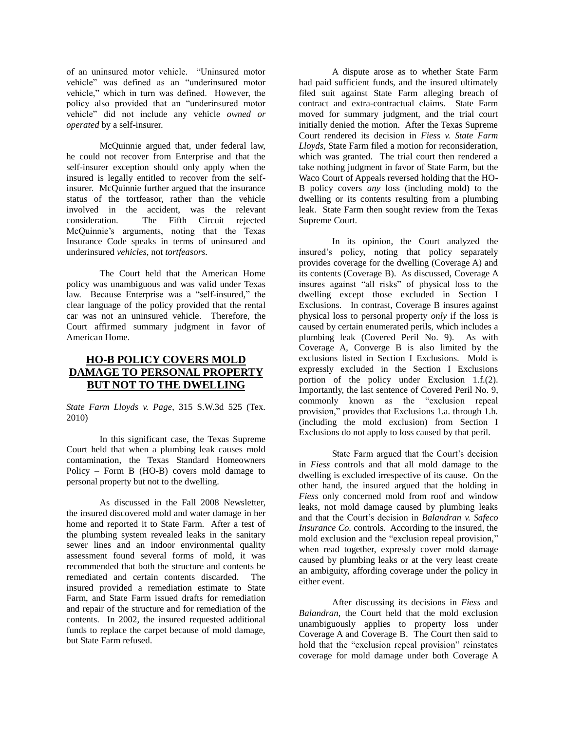of an uninsured motor vehicle. "Uninsured motor vehicle" was defined as an "underinsured motor vehicle," which in turn was defined. However, the policy also provided that an "underinsured motor vehicle" did not include any vehicle *owned or operated* by a self-insurer.

McQuinnie argued that, under federal law, he could not recover from Enterprise and that the self-insurer exception should only apply when the insured is legally entitled to recover from the self-insurer. McQuinnie further argued that the insurance status of the tortfeasor, rather than the vehicle involved in the accident, was the relevant consideration. The Fifth Circuit rejected McQuinnie's arguments, noting that the Texas Insurance Code speaks in terms of uninsured and underinsured *vehicles*, not *tortfeasors*.

The Court held that the American Home policy was unambiguous and was valid under Texas law. Because Enterprise was a "self-insured," the clear language of the policy provided that the rental car was not an uninsured vehicle. Therefore, the Court affirmed summary judgment in favor of American Home.

## **HO-B POLICY COVERS MOLD DAMAGE TO PERSONAL PROPERTY BUT NOT TO THE DWELLING**

*State Farm Lloyds v. Page*, 315 S.W.3d 525 (Tex. 2010)

In this significant case, the Texas Supreme Court held that when a plumbing leak causes mold contamination, the Texas Standard Homeowners Policy – Form B (HO-B) covers mold damage to personal property but not to the dwelling.

As discussed in the Fall 2008 Newsletter, the insured discovered mold and water damage in her home and reported it to State Farm. After a test of the plumbing system revealed leaks in the sanitary sewer lines and an indoor environmental quality assessment found several forms of mold, it was recommended that both the structure and contents be remediated and certain contents discarded. The insured provided a remediation estimate to State Farm, and State Farm issued drafts for remediation and repair of the structure and for remediation of the contents. In 2002, the insured requested additional funds to replace the carpet because of mold damage, but State Farm refused.

A dispute arose as to whether State Farm had paid sufficient funds, and the insured ultimately filed suit against State Farm alleging breach of contract and extra-contractual claims. State Farm moved for summary judgment, and the trial court initially denied the motion. After the Texas Supreme Court rendered its decision in *Fiess v. State Farm Lloyds*, State Farm filed a motion for reconsideration, which was granted. The trial court then rendered a take nothing judgment in favor of State Farm, but the Waco Court of Appeals reversed holding that the HO-B policy covers *any* loss (including mold) to the dwelling or its contents resulting from a plumbing leak. State Farm then sought review from the Texas Supreme Court.

In its opinion, the Court analyzed the insured's policy, noting that policy separately provides coverage for the dwelling (Coverage A) and its contents (Coverage B). As discussed, Coverage A insures against "all risks" of physical loss to the dwelling except those excluded in Section I Exclusions. In contrast, Coverage B insures against physical loss to personal property *only* if the loss is caused by certain enumerated perils, which includes a plumbing leak (Covered Peril No. 9). As with Coverage A, Converge B is also limited by the exclusions listed in Section I Exclusions. Mold is expressly excluded in the Section I Exclusions portion of the policy under Exclusion 1.f.(2). Importantly, the last sentence of Covered Peril No. 9, commonly known as the "exclusion repeal provision," provides that Exclusions 1.a. through 1.h. (including the mold exclusion) from Section I Exclusions do not apply to loss caused by that peril.

State Farm argued that the Court's decision in *Fiess* controls and that all mold damage to the dwelling is excluded irrespective of its cause. On the other hand, the insured argued that the holding in *Fiess* only concerned mold from roof and window leaks, not mold damage caused by plumbing leaks and that the Court's decision in *Balandran v. Safeco Insurance Co.* controls. According to the insured, the mold exclusion and the "exclusion repeal provision," when read together, expressly cover mold damage caused by plumbing leaks or at the very least create an ambiguity, affording coverage under the policy in either event.

After discussing its decisions in *Fiess* and *Balandran*, the Court held that the mold exclusion unambiguously applies to property loss under Coverage A and Coverage B. The Court then said to hold that the "exclusion repeal provision" reinstates coverage for mold damage under both Coverage A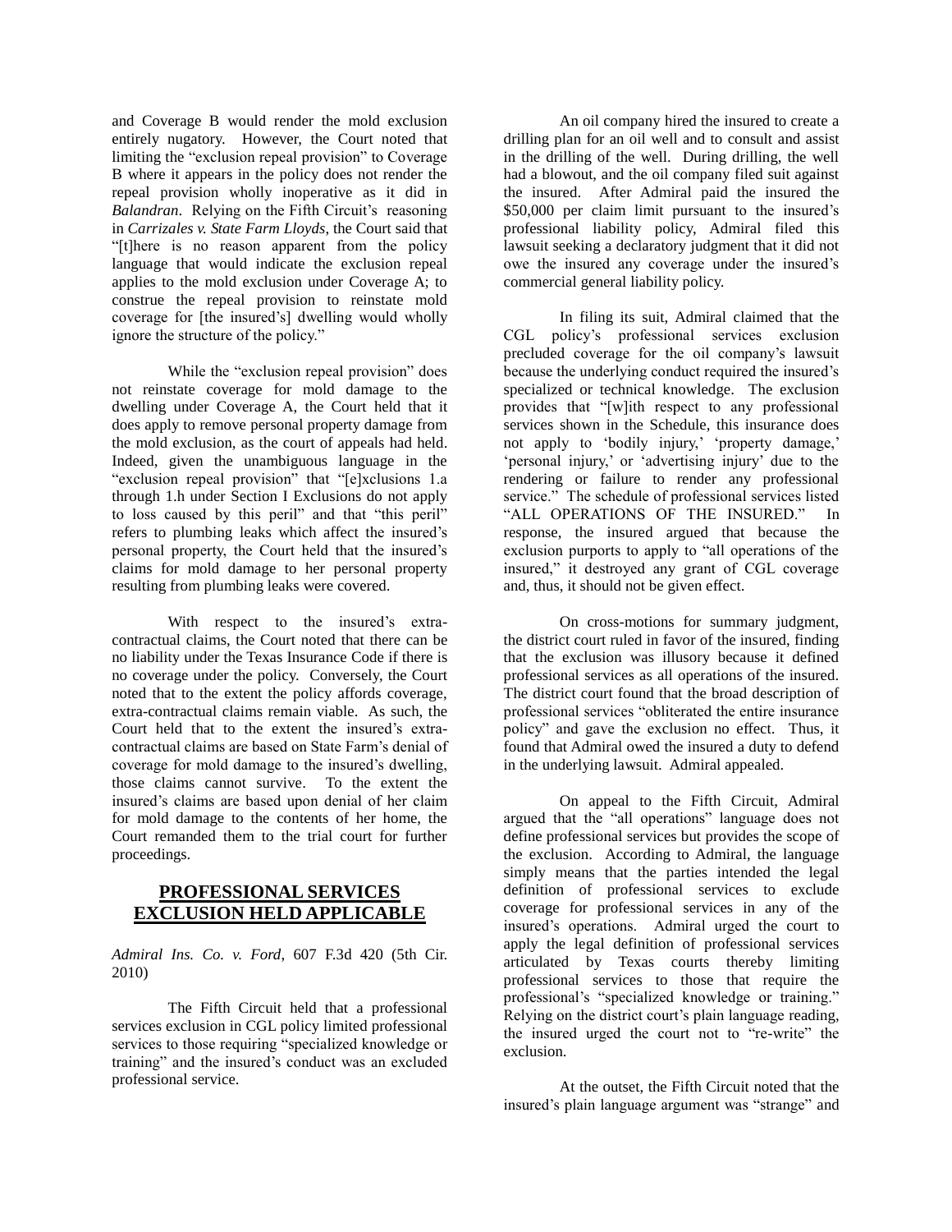and Coverage B would render the mold exclusion entirely nugatory. However, the Court noted that limiting the "exclusion repeal provision" to Coverage B where it appears in the policy does not render the repeal provision wholly inoperative as it did in *Balandran*. Relying on the Fifth Circuit's reasoning in *Carrizales v. State Farm Lloyds*, the Court said that "[t]here is no reason apparent from the policy language that would indicate the exclusion repeal applies to the mold exclusion under Coverage A; to construe the repeal provision to reinstate mold coverage for [the insured's] dwelling would wholly ignore the structure of the policy."

While the "exclusion repeal provision" does not reinstate coverage for mold damage to the dwelling under Coverage A, the Court held that it does apply to remove personal property damage from the mold exclusion, as the court of appeals had held. Indeed, given the unambiguous language in the "exclusion repeal provision" that "[e]xclusions 1.a through 1.h under Section I Exclusions do not apply to loss caused by this peril" and that "this peril" refers to plumbing leaks which affect the insured's personal property, the Court held that the insured's claims for mold damage to her personal property resulting from plumbing leaks were covered.

With respect to the insured's extra-contractual claims, the Court noted that there can be no liability under the Texas Insurance Code if there is no coverage under the policy. Conversely, the Court noted that to the extent the policy affords coverage, extra-contractual claims remain viable. As such, the Court held that to the extent the insured's extra-contractual claims are based on State Farm's denial of coverage for mold damage to the insured's dwelling, those claims cannot survive. To the extent the insured's claims are based upon denial of her claim for mold damage to the contents of her home, the Court remanded them to the trial court for further proceedings.

## PROFESSIONAL SERVICES EXCLUSION HELD APPLICABLE

*Admiral Ins. Co. v. Ford*, 607 F.3d 420 (5th Cir. 2010)

The Fifth Circuit held that a professional services exclusion in CGL policy limited professional services to those requiring "specialized knowledge or training" and the insured's conduct was an excluded professional service.

An oil company hired the insured to create a drilling plan for an oil well and to consult and assist in the drilling of the well. During drilling, the well had a blowout, and the oil company filed suit against the insured. After Admiral paid the insured the $50,000 per claim limit pursuant to the insured's professional liability policy, Admiral filed this lawsuit seeking a declaratory judgment that it did not owe the insured any coverage under the insured's commercial general liability policy.

In filing its suit, Admiral claimed that the CGL policy's professional services exclusion precluded coverage for the oil company's lawsuit because the underlying conduct required the insured's specialized or technical knowledge. The exclusion provides that "[w]ith respect to any professional services shown in the Schedule, this insurance does not apply to 'bodily injury,' 'property damage,' 'personal injury,' or 'advertising injury' due to the rendering or failure to render any professional service." The schedule of professional services listed "ALL OPERATIONS OF THE INSURED." In response, the insured argued that because the exclusion purports to apply to "all operations of the insured," it destroyed any grant of CGL coverage and, thus, it should not be given effect.

On cross-motions for summary judgment, the district court ruled in favor of the insured, finding that the exclusion was illusory because it defined professional services as all operations of the insured. The district court found that the broad description of professional services "obliterated the entire insurance policy" and gave the exclusion no effect. Thus, it found that Admiral owed the insured a duty to defend in the underlying lawsuit. Admiral appealed.

On appeal to the Fifth Circuit, Admiral argued that the "all operations" language does not define professional services but provides the scope of the exclusion. According to Admiral, the language simply means that the parties intended the legal definition of professional services to exclude coverage for professional services in any of the insured's operations. Admiral urged the court to apply the legal definition of professional services articulated by Texas courts thereby limiting professional services to those that require the professional's "specialized knowledge or training." Relying on the district court's plain language reading, the insured urged the court not to "re-write" the exclusion.

At the outset, the Fifth Circuit noted that the insured's plain language argument was "strange" and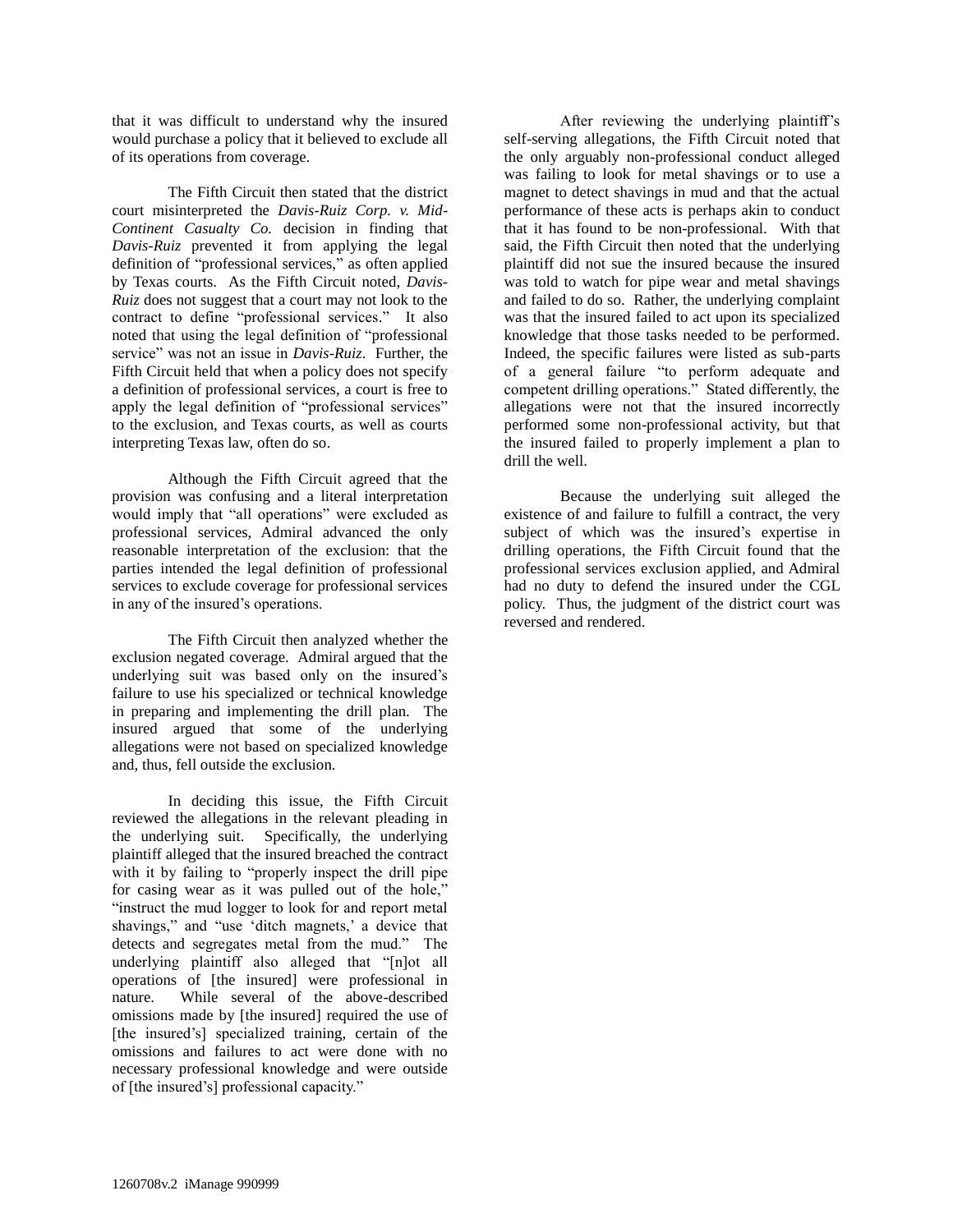that it was difficult to understand why the insured would purchase a policy that it believed to exclude all of its operations from coverage.

The Fifth Circuit then stated that the district court misinterpreted the *Davis-Ruiz Corp. v. Mid-Continent Casualty Co.* decision in finding that *Davis-Ruiz* prevented it from applying the legal definition of "professional services," as often applied by Texas courts. As the Fifth Circuit noted, *Davis-Ruiz* does not suggest that a court may not look to the contract to define "professional services." It also noted that using the legal definition of "professional service" was not an issue in *Davis-Ruiz*. Further, the Fifth Circuit held that when a policy does not specify a definition of professional services, a court is free to apply the legal definition of "professional services" to the exclusion, and Texas courts, as well as courts interpreting Texas law, often do so.

Although the Fifth Circuit agreed that the provision was confusing and a literal interpretation would imply that "all operations" were excluded as professional services, Admiral advanced the only reasonable interpretation of the exclusion: that the parties intended the legal definition of professional services to exclude coverage for professional services in any of the insured's operations.

The Fifth Circuit then analyzed whether the exclusion negated coverage. Admiral argued that the underlying suit was based only on the insured's failure to use his specialized or technical knowledge in preparing and implementing the drill plan. The insured argued that some of the underlying allegations were not based on specialized knowledge and, thus, fell outside the exclusion.

In deciding this issue, the Fifth Circuit reviewed the allegations in the relevant pleading in the underlying suit. Specifically, the underlying plaintiff alleged that the insured breached the contract with it by failing to "properly inspect the drill pipe for casing wear as it was pulled out of the hole," "instruct the mud logger to look for and report metal shavings," and "use 'ditch magnets,' a device that detects and segregates metal from the mud." The underlying plaintiff also alleged that "[n]ot all operations of [the insured] were professional in nature. While several of the above-described omissions made by [the insured] required the use of [the insured's] specialized training, certain of the omissions and failures to act were done with no necessary professional knowledge and were outside of [the insured's] professional capacity."

After reviewing the underlying plaintiff's self-serving allegations, the Fifth Circuit noted that the only arguably non-professional conduct alleged was failing to look for metal shavings or to use a magnet to detect shavings in mud and that the actual performance of these acts is perhaps akin to conduct that it has found to be non-professional. With that said, the Fifth Circuit then noted that the underlying plaintiff did not sue the insured because the insured was told to watch for pipe wear and metal shavings and failed to do so. Rather, the underlying complaint was that the insured failed to act upon its specialized knowledge that those tasks needed to be performed. Indeed, the specific failures were listed as sub-parts of a general failure "to perform adequate and competent drilling operations." Stated differently, the allegations were not that the insured incorrectly performed some non-professional activity, but that the insured failed to properly implement a plan to drill the well.

Because the underlying suit alleged the existence of and failure to fulfill a contract, the very subject of which was the insured's expertise in drilling operations, the Fifth Circuit found that the professional services exclusion applied, and Admiral had no duty to defend the insured under the CGL policy. Thus, the judgment of the district court was reversed and rendered.

1260708v.2 iManage 990999